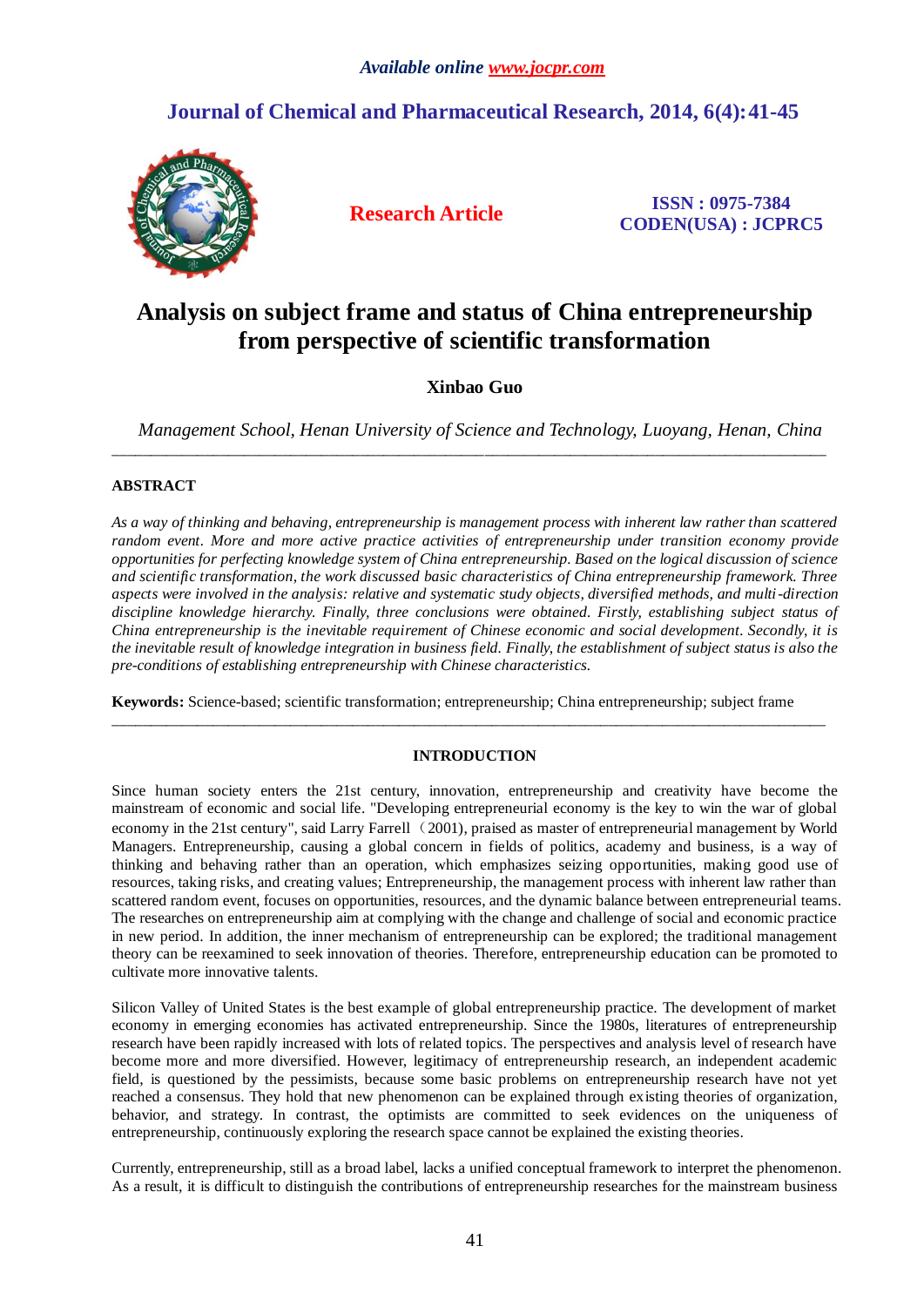# Analysis on subject frame and status of China entrepreneurship from perspective of scientific transformation

**Xinbao Guo**

*Management School, Henan University of Science and Technology, Luoyang, Henan, China*

---

## ABSTRACT

*As a way of thinking and behaving, entrepreneurship is management process with inherent law rather than scattered random event. More and more active practice activities of entrepreneurship under transition economy provide opportunities for perfecting knowledge system of China entrepreneurship. Based on the logical discussion of science and scientific transformation, the work discussed basic characteristics of China entrepreneurship framework. Three aspects were involved in the analysis: relative and systematic study objects, diversified methods, and multi-direction discipline knowledge hierarchy. Finally, three conclusions were obtained. Firstly, establishing subject status of China entrepreneurship is the inevitable requirement of Chinese economic and social development. Secondly, it is the inevitable result of knowledge integration in business field. Finally, the establishment of subject status is also the pre-conditions of establishing entrepreneurship with Chinese characteristics.*

**Keywords:** Science-based; scientific transformation; entrepreneurship; China entrepreneurship; subject frame

---

## INTRODUCTION

Since human society enters the 21st century, innovation, entrepreneurship and creativity have become the mainstream of economic and social life. "Developing entrepreneurial economy is the key to win the war of global economy in the 21st century", said Larry Farrell（2001), praised as master of entrepreneurial management by World Managers. Entrepreneurship, causing a global concern in fields of politics, academy and business, is a way of thinking and behaving rather than an operation, which emphasizes seizing opportunities, making good use of resources, taking risks, and creating values; Entrepreneurship, the management process with inherent law rather than scattered random event, focuses on opportunities, resources, and the dynamic balance between entrepreneurial teams. The researches on entrepreneurship aim at complying with the change and challenge of social and economic practice in new period. In addition, the inner mechanism of entrepreneurship can be explored; the traditional management theory can be reexamined to seek innovation of theories. Therefore, entrepreneurship education can be promoted to cultivate more innovative talents.

Silicon Valley of United States is the best example of global entrepreneurship practice. The development of market economy in emerging economies has activated entrepreneurship. Since the 1980s, literatures of entrepreneurship research have been rapidly increased with lots of related topics. The perspectives and analysis level of research have become more and more diversified. However, legitimacy of entrepreneurship research, an independent academic field, is questioned by the pessimists, because some basic problems on entrepreneurship research have not yet reached a consensus. They hold that new phenomenon can be explained through existing theories of organization, behavior, and strategy. In contrast, the optimists are committed to seek evidences on the uniqueness of entrepreneurship, continuously exploring the research space cannot be explained the existing theories.

Currently, entrepreneurship, still as a broad label, lacks a unified conceptual framework to interpret the phenomenon. As a result, it is difficult to distinguish the contributions of entrepreneurship researches for the mainstream business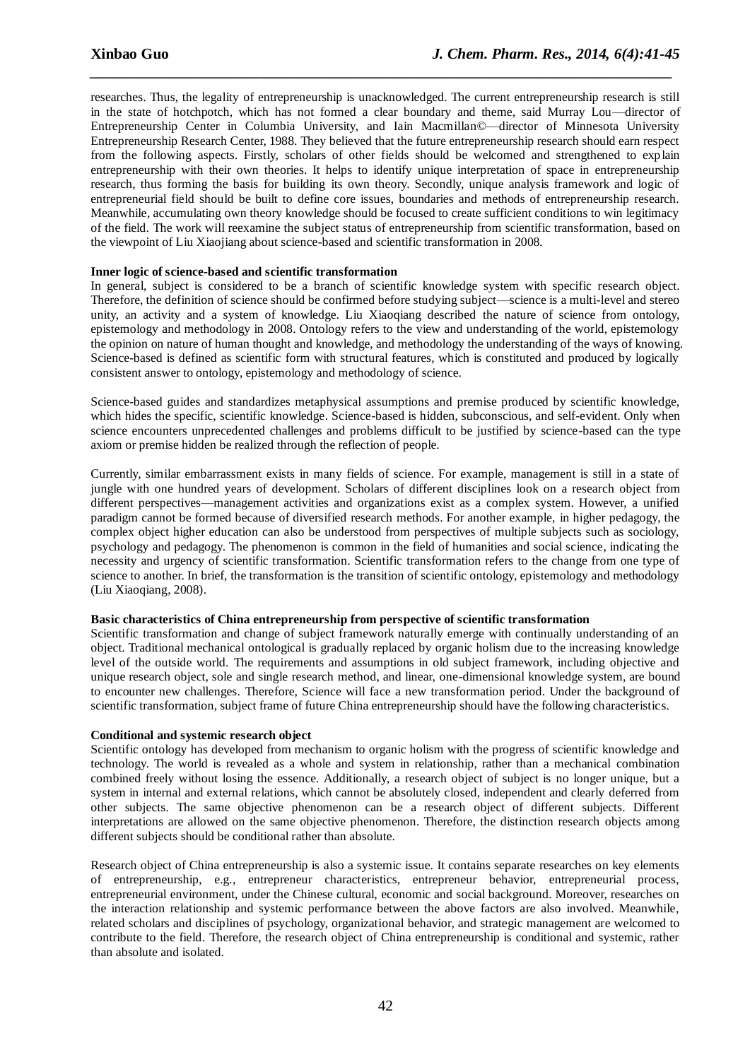researches. Thus, the legality of entrepreneurship is unacknowledged. The current entrepreneurship research is still in the state of hotchpotch, which has not formed a clear boundary and theme, said Murray Lou—director of Entrepreneurship Center in Columbia University, and Iain Macmillan©—director of Minnesota University Entrepreneurship Research Center, 1988. They believed that the future entrepreneurship research should earn respect from the following aspects. Firstly, scholars of other fields should be welcomed and strengthened to explain entrepreneurship with their own theories. It helps to identify unique interpretation of space in entrepreneurship research, thus forming the basis for building its own theory. Secondly, unique analysis framework and logic of entrepreneurial field should be built to define core issues, boundaries and methods of entrepreneurship research. Meanwhile, accumulating own theory knowledge should be focused to create sufficient conditions to win legitimacy of the field. The work will reexamine the subject status of entrepreneurship from scientific transformation, based on the viewpoint of Liu Xiaojiang about science-based and scientific transformation in 2008.

**Inner logic of science-based and scientific transformation**

In general, subject is considered to be a branch of scientific knowledge system with specific research object. Therefore, the definition of science should be confirmed before studying subject—science is a multi-level and stereo unity, an activity and a system of knowledge. Liu Xiaoqiang described the nature of science from ontology, epistemology and methodology in 2008. Ontology refers to the view and understanding of the world, epistemology the opinion on nature of human thought and knowledge, and methodology the understanding of the ways of knowing. Science-based is defined as scientific form with structural features, which is constituted and produced by logically consistent answer to ontology, epistemology and methodology of science.

Science-based guides and standardizes metaphysical assumptions and premise produced by scientific knowledge, which hides the specific, scientific knowledge. Science-based is hidden, subconscious, and self-evident. Only when science encounters unprecedented challenges and problems difficult to be justified by science-based can the type axiom or premise hidden be realized through the reflection of people.

Currently, similar embarrassment exists in many fields of science. For example, management is still in a state of jungle with one hundred years of development. Scholars of different disciplines look on a research object from different perspectives—management activities and organizations exist as a complex system. However, a unified paradigm cannot be formed because of diversified research methods. For another example, in higher pedagogy, the complex object higher education can also be understood from perspectives of multiple subjects such as sociology, psychology and pedagogy. The phenomenon is common in the field of humanities and social science, indicating the necessity and urgency of scientific transformation. Scientific transformation refers to the change from one type of science to another. In brief, the transformation is the transition of scientific ontology, epistemology and methodology (Liu Xiaoqiang, 2008).

**Basic characteristics of China entrepreneurship from perspective of scientific transformation**

Scientific transformation and change of subject framework naturally emerge with continually understanding of an object. Traditional mechanical ontological is gradually replaced by organic holism due to the increasing knowledge level of the outside world. The requirements and assumptions in old subject framework, including objective and unique research object, sole and single research method, and linear, one-dimensional knowledge system, are bound to encounter new challenges. Therefore, Science will face a new transformation period. Under the background of scientific transformation, subject frame of future China entrepreneurship should have the following characteristics.

**Conditional and systemic research object**

Scientific ontology has developed from mechanism to organic holism with the progress of scientific knowledge and technology. The world is revealed as a whole and system in relationship, rather than a mechanical combination combined freely without losing the essence. Additionally, a research object of subject is no longer unique, but a system in internal and external relations, which cannot be absolutely closed, independent and clearly deferred from other subjects. The same objective phenomenon can be a research object of different subjects. Different interpretations are allowed on the same objective phenomenon. Therefore, the distinction research objects among different subjects should be conditional rather than absolute.

Research object of China entrepreneurship is also a systemic issue. It contains separate researches on key elements of entrepreneurship, e.g., entrepreneur characteristics, entrepreneur behavior, entrepreneurial process, entrepreneurial environment, under the Chinese cultural, economic and social background. Moreover, researches on the interaction relationship and systemic performance between the above factors are also involved. Meanwhile, related scholars and disciplines of psychology, organizational behavior, and strategic management are welcomed to contribute to the field. Therefore, the research object of China entrepreneurship is conditional and systemic, rather than absolute and isolated.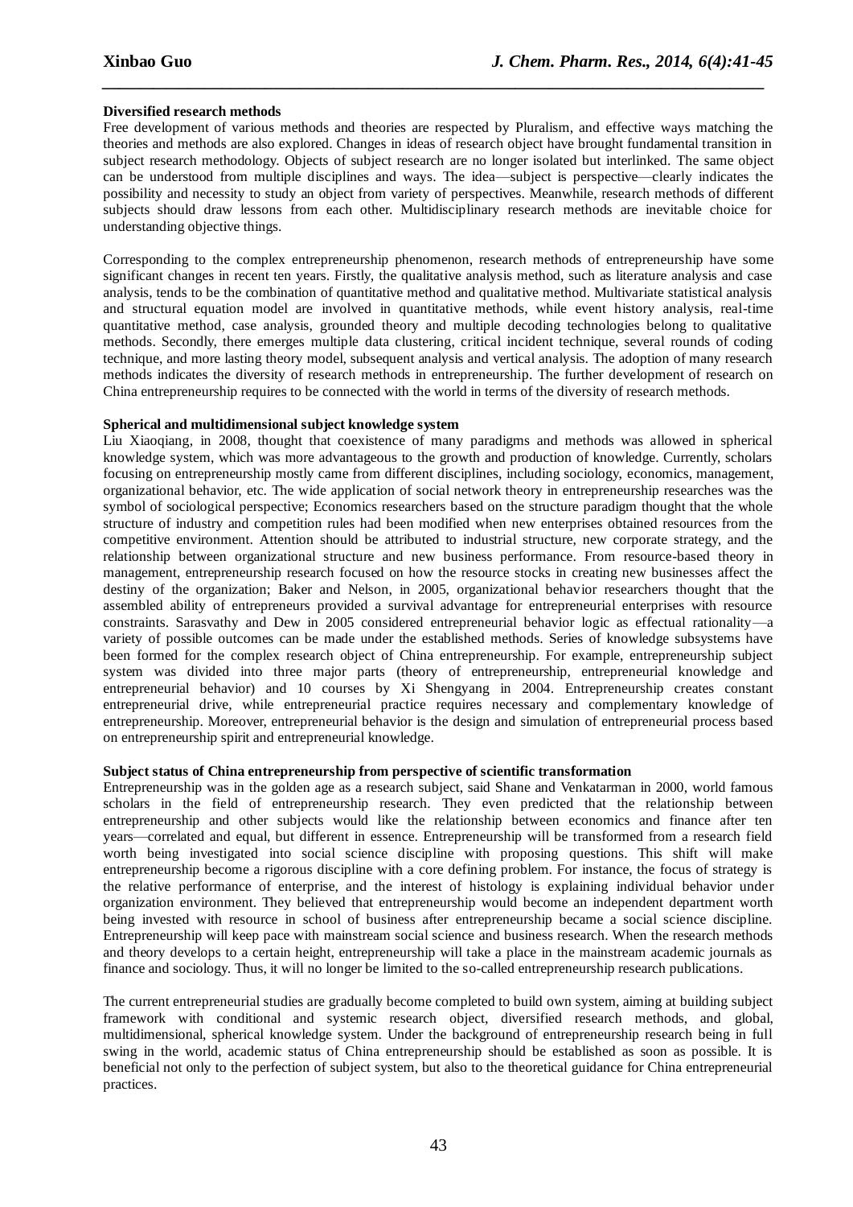**Diversified research methods**

Free development of various methods and theories are respected by Pluralism, and effective ways matching the theories and methods are also explored. Changes in ideas of research object have brought fundamental transition in subject research methodology. Objects of subject research are no longer isolated but interlinked. The same object can be understood from multiple disciplines and ways. The idea—subject is perspective—clearly indicates the possibility and necessity to study an object from variety of perspectives. Meanwhile, research methods of different subjects should draw lessons from each other. Multidisciplinary research methods are inevitable choice for understanding objective things.

Corresponding to the complex entrepreneurship phenomenon, research methods of entrepreneurship have some significant changes in recent ten years. Firstly, the qualitative analysis method, such as literature analysis and case analysis, tends to be the combination of quantitative method and qualitative method. Multivariate statistical analysis and structural equation model are involved in quantitative methods, while event history analysis, real-time quantitative method, case analysis, grounded theory and multiple decoding technologies belong to qualitative methods. Secondly, there emerges multiple data clustering, critical incident technique, several rounds of coding technique, and more lasting theory model, subsequent analysis and vertical analysis. The adoption of many research methods indicates the diversity of research methods in entrepreneurship. The further development of research on China entrepreneurship requires to be connected with the world in terms of the diversity of research methods.

**Spherical and multidimensional subject knowledge system**

Liu Xiaoqiang, in 2008, thought that coexistence of many paradigms and methods was allowed in spherical knowledge system, which was more advantageous to the growth and production of knowledge. Currently, scholars focusing on entrepreneurship mostly came from different disciplines, including sociology, economics, management, organizational behavior, etc. The wide application of social network theory in entrepreneurship researches was the symbol of sociological perspective; Economics researchers based on the structure paradigm thought that the whole structure of industry and competition rules had been modified when new enterprises obtained resources from the competitive environment. Attention should be attributed to industrial structure, new corporate strategy, and the relationship between organizational structure and new business performance. From resource-based theory in management, entrepreneurship research focused on how the resource stocks in creating new businesses affect the destiny of the organization; Baker and Nelson, in 2005, organizational behavior researchers thought that the assembled ability of entrepreneurs provided a survival advantage for entrepreneurial enterprises with resource constraints. Sarasvathy and Dew in 2005 considered entrepreneurial behavior logic as effectual rationality—a variety of possible outcomes can be made under the established methods. Series of knowledge subsystems have been formed for the complex research object of China entrepreneurship. For example, entrepreneurship subject system was divided into three major parts (theory of entrepreneurship, entrepreneurial knowledge and entrepreneurial behavior) and 10 courses by Xi Shengyang in 2004. Entrepreneurship creates constant entrepreneurial drive, while entrepreneurial practice requires necessary and complementary knowledge of entrepreneurship. Moreover, entrepreneurial behavior is the design and simulation of entrepreneurial process based on entrepreneurship spirit and entrepreneurial knowledge.

**Subject status of China entrepreneurship from perspective of scientific transformation**

Entrepreneurship was in the golden age as a research subject, said Shane and Venkatarman in 2000, world famous scholars in the field of entrepreneurship research. They even predicted that the relationship between entrepreneurship and other subjects would like the relationship between economics and finance after ten years—correlated and equal, but different in essence. Entrepreneurship will be transformed from a research field worth being investigated into social science discipline with proposing questions. This shift will make entrepreneurship become a rigorous discipline with a core defining problem. For instance, the focus of strategy is the relative performance of enterprise, and the interest of histology is explaining individual behavior under organization environment. They believed that entrepreneurship would become an independent department worth being invested with resource in school of business after entrepreneurship became a social science discipline. Entrepreneurship will keep pace with mainstream social science and business research. When the research methods and theory develops to a certain height, entrepreneurship will take a place in the mainstream academic journals as finance and sociology. Thus, it will no longer be limited to the so-called entrepreneurship research publications.

The current entrepreneurial studies are gradually become completed to build own system, aiming at building subject framework with conditional and systemic research object, diversified research methods, and global, multidimensional, spherical knowledge system. Under the background of entrepreneurship research being in full swing in the world, academic status of China entrepreneurship should be established as soon as possible. It is beneficial not only to the perfection of subject system, but also to the theoretical guidance for China entrepreneurial practices.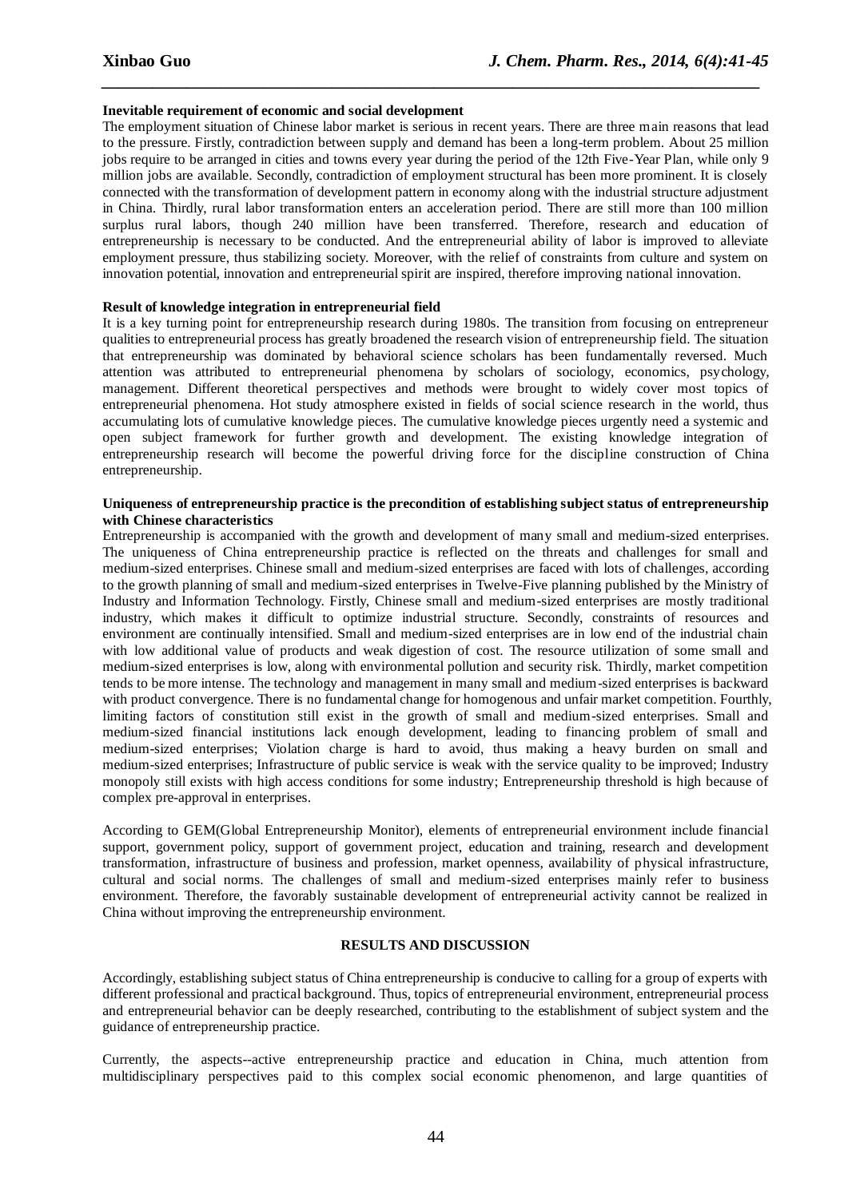**Inevitable requirement of economic and social development**

The employment situation of Chinese labor market is serious in recent years. There are three main reasons that lead to the pressure. Firstly, contradiction between supply and demand has been a long-term problem. About 25 million jobs require to be arranged in cities and towns every year during the period of the 12th Five-Year Plan, while only 9 million jobs are available. Secondly, contradiction of employment structural has been more prominent. It is closely connected with the transformation of development pattern in economy along with the industrial structure adjustment in China. Thirdly, rural labor transformation enters an acceleration period. There are still more than 100 million surplus rural labors, though 240 million have been transferred. Therefore, research and education of entrepreneurship is necessary to be conducted. And the entrepreneurial ability of labor is improved to alleviate employment pressure, thus stabilizing society. Moreover, with the relief of constraints from culture and system on innovation potential, innovation and entrepreneurial spirit are inspired, therefore improving national innovation.

**Result of knowledge integration in entrepreneurial field**

It is a key turning point for entrepreneurship research during 1980s. The transition from focusing on entrepreneur qualities to entrepreneurial process has greatly broadened the research vision of entrepreneurship field. The situation that entrepreneurship was dominated by behavioral science scholars has been fundamentally reversed. Much attention was attributed to entrepreneurial phenomena by scholars of sociology, economics, psychology, management. Different theoretical perspectives and methods were brought to widely cover most topics of entrepreneurial phenomena. Hot study atmosphere existed in fields of social science research in the world, thus accumulating lots of cumulative knowledge pieces. The cumulative knowledge pieces urgently need a systemic and open subject framework for further growth and development. The existing knowledge integration of entrepreneurship research will become the powerful driving force for the discipline construction of China entrepreneurship.

**Uniqueness of entrepreneurship practice is the precondition of establishing subject status of entrepreneurship with Chinese characteristics**

Entrepreneurship is accompanied with the growth and development of many small and medium-sized enterprises. The uniqueness of China entrepreneurship practice is reflected on the threats and challenges for small and medium-sized enterprises. Chinese small and medium-sized enterprises are faced with lots of challenges, according to the growth planning of small and medium-sized enterprises in Twelve-Five planning published by the Ministry of Industry and Information Technology. Firstly, Chinese small and medium-sized enterprises are mostly traditional industry, which makes it difficult to optimize industrial structure. Secondly, constraints of resources and environment are continually intensified. Small and medium-sized enterprises are in low end of the industrial chain with low additional value of products and weak digestion of cost. The resource utilization of some small and medium-sized enterprises is low, along with environmental pollution and security risk. Thirdly, market competition tends to be more intense. The technology and management in many small and medium-sized enterprises is backward with product convergence. There is no fundamental change for homogenous and unfair market competition. Fourthly, limiting factors of constitution still exist in the growth of small and medium-sized enterprises. Small and medium-sized financial institutions lack enough development, leading to financing problem of small and medium-sized enterprises; Violation charge is hard to avoid, thus making a heavy burden on small and medium-sized enterprises; Infrastructure of public service is weak with the service quality to be improved; Industry monopoly still exists with high access conditions for some industry; Entrepreneurship threshold is high because of complex pre-approval in enterprises.

According to GEM(Global Entrepreneurship Monitor), elements of entrepreneurial environment include financial support, government policy, support of government project, education and training, research and development transformation, infrastructure of business and profession, market openness, availability of physical infrastructure, cultural and social norms. The challenges of small and medium-sized enterprises mainly refer to business environment. Therefore, the favorably sustainable development of entrepreneurial activity cannot be realized in China without improving the entrepreneurship environment.

## RESULTS AND DISCUSSION

Accordingly, establishing subject status of China entrepreneurship is conducive to calling for a group of experts with different professional and practical background. Thus, topics of entrepreneurial environment, entrepreneurial process and entrepreneurial behavior can be deeply researched, contributing to the establishment of subject system and the guidance of entrepreneurship practice.

Currently, the aspects--active entrepreneurship practice and education in China, much attention from multidisciplinary perspectives paid to this complex social economic phenomenon, and large quantities of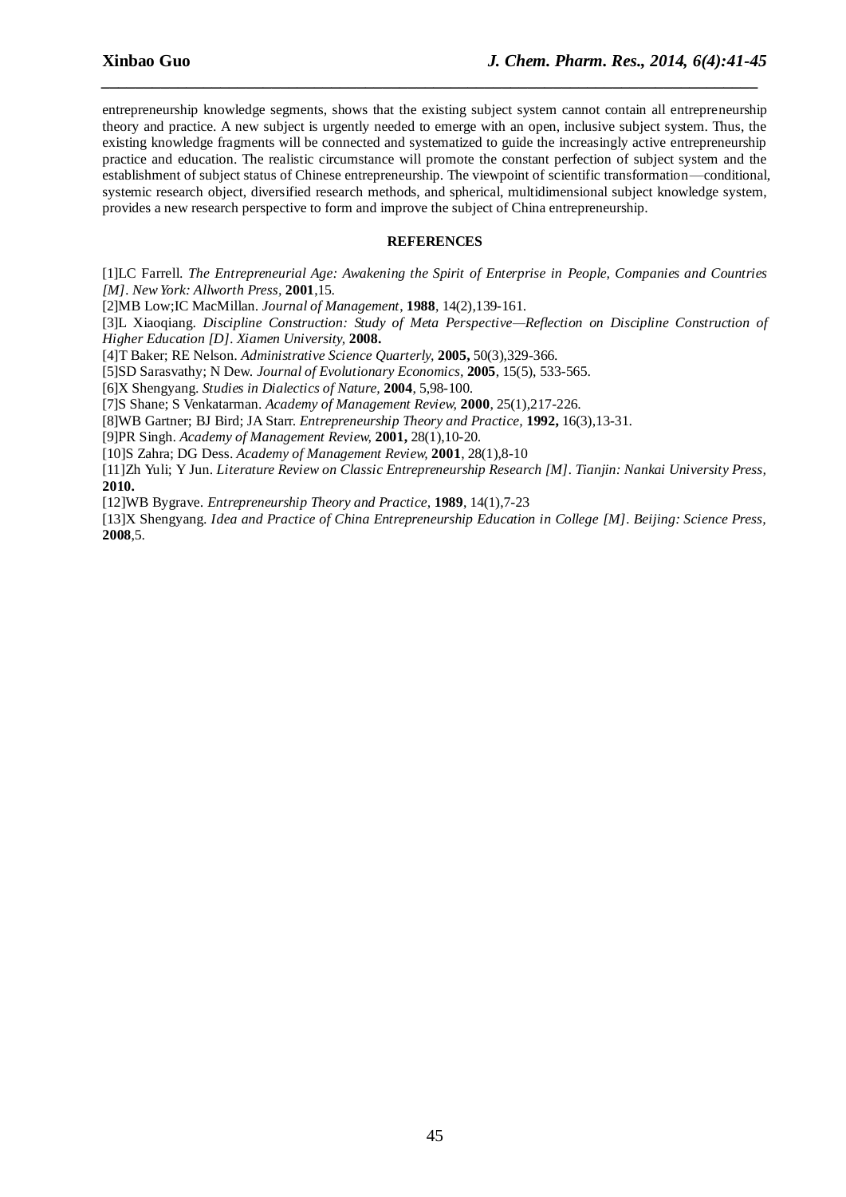entrepreneurship knowledge segments, shows that the existing subject system cannot contain all entrepreneurship theory and practice. A new subject is urgently needed to emerge with an open, inclusive subject system. Thus, the existing knowledge fragments will be connected and systematized to guide the increasingly active entrepreneurship practice and education. The realistic circumstance will promote the constant perfection of subject system and the establishment of subject status of Chinese entrepreneurship. The viewpoint of scientific transformation—conditional, systemic research object, diversified research methods, and spherical, multidimensional subject knowledge system, provides a new research perspective to form and improve the subject of China entrepreneurship.

## REFERENCES

[1]LC Farrell. *The Entrepreneurial Age: Awakening the Spirit of Enterprise in People, Companies and Countries [M]. New York: Allworth Press,* **2001**,15.

[2]MB Low;IC MacMillan. *Journal of Management*, **1988**, 14(2),139-161.

[3]L Xiaoqiang. *Discipline Construction: Study of Meta Perspective—Reflection on Discipline Construction of Higher Education [D]. Xiamen University,* **2008.**

[4]T Baker; RE Nelson. *Administrative Science Quarterly*, **2005,** 50(3),329-366.

[5]SD Sarasvathy; N Dew. *Journal of Evolutionary Economics*, **2005**, 15(5), 533-565.

[6]X Shengyang. *Studies in Dialectics of Nature*, **2004**, 5,98-100.

[7]S Shane; S Venkatarman. *Academy of Management Review,* **2000**, 25(1),217-226.

[8]WB Gartner; BJ Bird; JA Starr. *Entrepreneurship Theory and Practice,* **1992,** 16(3),13-31.

[9]PR Singh. *Academy of Management Review,* **2001,** 28(1),10-20.

[10]S Zahra; DG Dess. *Academy of Management Review,* **2001**, 28(1),8-10

[11]Zh Yuli; Y Jun. *Literature Review on Classic Entrepreneurship Research [M]. Tianjin: Nankai University Press,* **2010.**

[12]WB Bygrave. *Entrepreneurship Theory and Practice,* **1989**, 14(1),7-23

[13]X Shengyang. *Idea and Practice of China Entrepreneurship Education in College [M]. Beijing: Science Press,* **2008**,5.